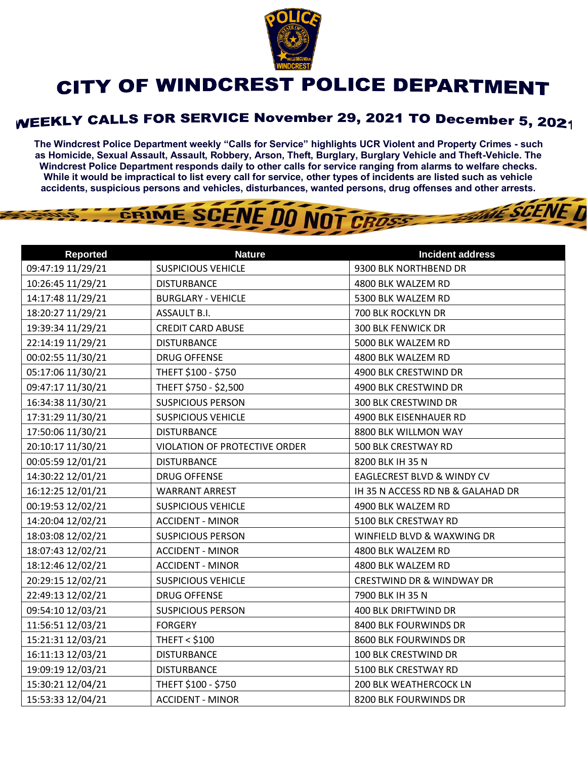# CITY OF WINDCREST POLICE DEPARTMENT

## WEEKLY CALLS FOR SERVICE November 29, 2021 TO December 5, 2021

**The Windcrest Police Department weekly "Calls for Service" highlights UCR Violent and Property Crimes - such as Homicide, Sexual Assault, Assault, Robbery, Arson, Theft, Burglary, Burglary Vehicle and Theft-Vehicle. The Windcrest Police Department responds daily to other calls for service ranging from alarms to welfare checks. While it would be impractical to list every call for service, other types of incidents are listed such as vehicle accidents, suspicious persons and vehicles, disturbances, wanted persons, drug offenses and other arrests.**

| Reported | Nature | Incident address |
|---|---|---|
| 09:47:19 11/29/21 | SUSPICIOUS VEHICLE | 9300 BLK NORTHBEND DR |
| 10:26:45 11/29/21 | DISTURBANCE | 4800 BLK WALZEM RD |
| 14:17:48 11/29/21 | BURGLARY - VEHICLE | 5300 BLK WALZEM RD |
| 18:20:27 11/29/21 | ASSAULT B.I. | 700 BLK ROCKLYN DR |
| 19:39:34 11/29/21 | CREDIT CARD ABUSE | 300 BLK FENWICK DR |
| 22:14:19 11/29/21 | DISTURBANCE | 5000 BLK WALZEM RD |
| 00:02:55 11/30/21 | DRUG OFFENSE | 4800 BLK WALZEM RD |
| 05:17:06 11/30/21 | THEFT $100 - $750 | 4900 BLK CRESTWIND DR |
| 09:47:17 11/30/21 | THEFT $750 - $2,500 | 4900 BLK CRESTWIND DR |
| 16:34:38 11/30/21 | SUSPICIOUS PERSON | 300 BLK CRESTWIND DR |
| 17:31:29 11/30/21 | SUSPICIOUS VEHICLE | 4900 BLK EISENHAUER RD |
| 17:50:06 11/30/21 | DISTURBANCE | 8800 BLK WILLMON WAY |
| 20:10:17 11/30/21 | VIOLATION OF PROTECTIVE ORDER | 500 BLK CRESTWAY RD |
| 00:05:59 12/01/21 | DISTURBANCE | 8200 BLK IH 35 N |
| 14:30:22 12/01/21 | DRUG OFFENSE | EAGLECREST BLVD & WINDY CV |
| 16:12:25 12/01/21 | WARRANT ARREST | IH 35 N ACCESS RD NB & GALAHAD DR |
| 00:19:53 12/02/21 | SUSPICIOUS VEHICLE | 4900 BLK WALZEM RD |
| 14:20:04 12/02/21 | ACCIDENT - MINOR | 5100 BLK CRESTWAY RD |
| 18:03:08 12/02/21 | SUSPICIOUS PERSON | WINFIELD BLVD & WAXWING DR |
| 18:07:43 12/02/21 | ACCIDENT - MINOR | 4800 BLK WALZEM RD |
| 18:12:46 12/02/21 | ACCIDENT - MINOR | 4800 BLK WALZEM RD |
| 20:29:15 12/02/21 | SUSPICIOUS VEHICLE | CRESTWIND DR & WINDWAY DR |
| 22:49:13 12/02/21 | DRUG OFFENSE | 7900 BLK IH 35 N |
| 09:54:10 12/03/21 | SUSPICIOUS PERSON | 400 BLK DRIFTWIND DR |
| 11:56:51 12/03/21 | FORGERY | 8400 BLK FOURWINDS DR |
| 15:21:31 12/03/21 | THEFT < $100 | 8600 BLK FOURWINDS DR |
| 16:11:13 12/03/21 | DISTURBANCE | 100 BLK CRESTWIND DR |
| 19:09:19 12/03/21 | DISTURBANCE | 5100 BLK CRESTWAY RD |
| 15:30:21 12/04/21 | THEFT $100 - $750 | 200 BLK WEATHERCOCK LN |
| 15:53:33 12/04/21 | ACCIDENT - MINOR | 8200 BLK FOURWINDS DR |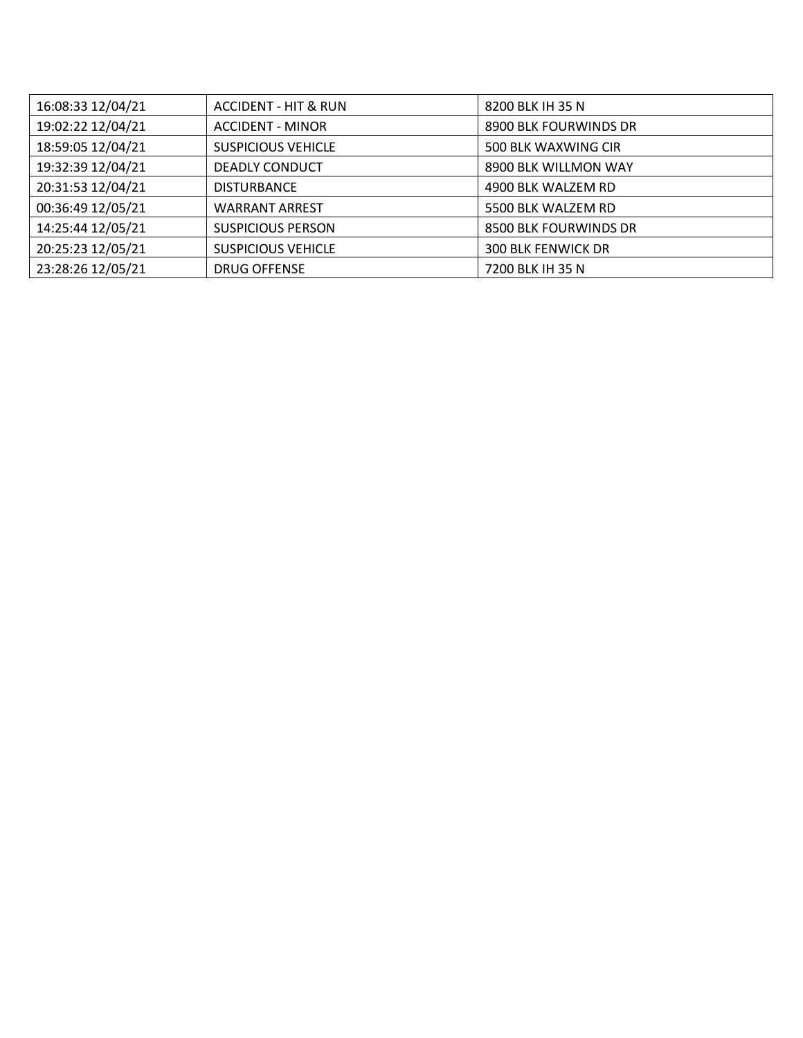| | | |
|---|---|---|
| 16:08:33 12/04/21 | ACCIDENT - HIT & RUN | 8200 BLK IH 35 N |
| 19:02:22 12/04/21 | ACCIDENT - MINOR | 8900 BLK FOURWINDS DR |
| 18:59:05 12/04/21 | SUSPICIOUS VEHICLE | 500 BLK WAXWING CIR |
| 19:32:39 12/04/21 | DEADLY CONDUCT | 8900 BLK WILLMON WAY |
| 20:31:53 12/04/21 | DISTURBANCE | 4900 BLK WALZEM RD |
| 00:36:49 12/05/21 | WARRANT ARREST | 5500 BLK WALZEM RD |
| 14:25:44 12/05/21 | SUSPICIOUS PERSON | 8500 BLK FOURWINDS DR |
| 20:25:23 12/05/21 | SUSPICIOUS VEHICLE | 300 BLK FENWICK DR |
| 23:28:26 12/05/21 | DRUG OFFENSE | 7200 BLK IH 35 N |